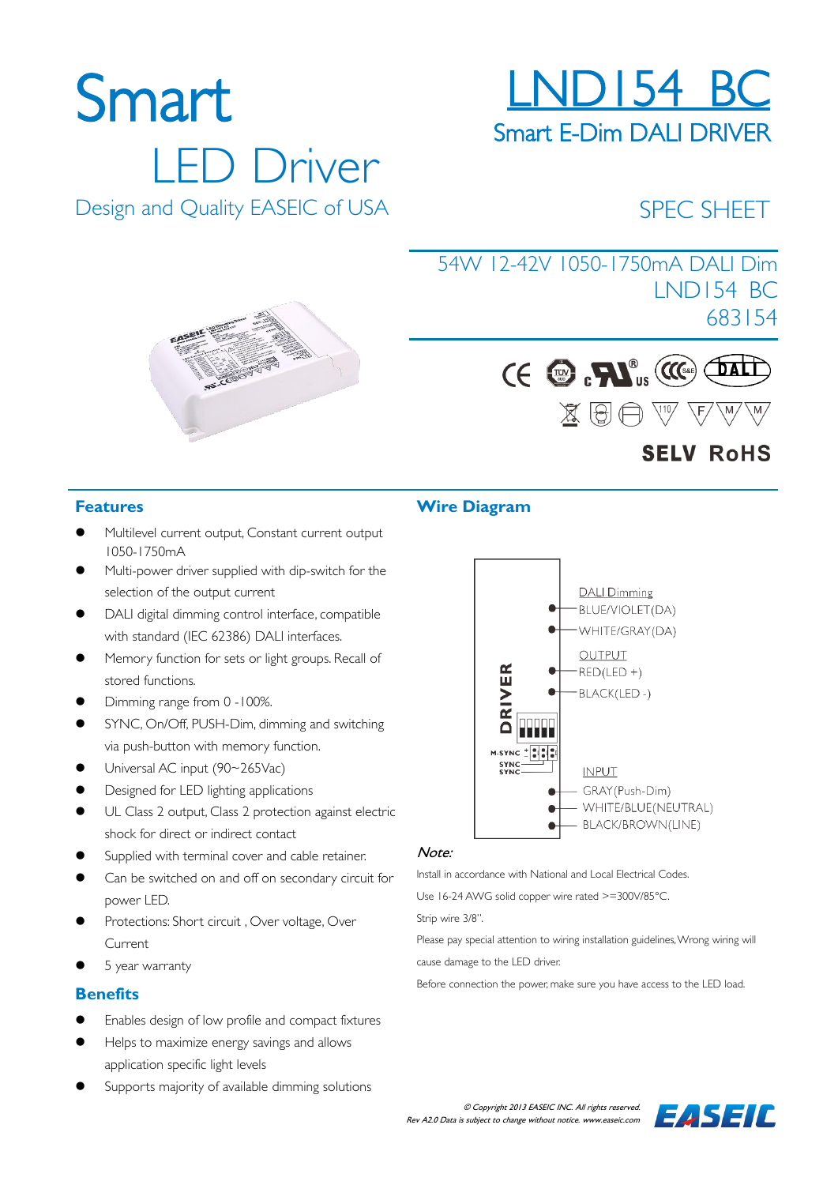# Smart LED Driver

Design and Quality EASEIC of USA

# LND154 BC

## Smart E-Dim DALI DRIVER

SPEC SHEET

54W 12-42V 1050-1750mA DALI Dim
LND154 BC
683154

SELV RoHS

## Features

- Multilevel current output, Constant current output 1050-1750mA
- Multi-power driver supplied with dip-switch for the selection of the output current
- DALI digital dimming control interface, compatible with standard (IEC 62386) DALI interfaces.
- Memory function for sets or light groups. Recall of stored functions.
- Dimming range from 0 -100%.
- SYNC, On/Off, PUSH-Dim, dimming and switching via push-button with memory function.
- Universal AC input (90~265Vac)
- Designed for LED lighting applications
- UL Class 2 output, Class 2 protection against electric shock for direct or indirect contact
- Supplied with terminal cover and cable retainer.
- Can be switched on and off on secondary circuit for power LED.
- Protections: Short circuit , Over voltage, Over Current
- 5 year warranty

## Benefits

- Enables design of low profile and compact fixtures
- Helps to maximize energy savings and allows application specific light levels
- Supports majority of available dimming solutions

## Wire Diagram

DRIVER

M-SYNC
SYNC
SYNC

DALI Dimming
- BLUE/VIOLET(DA)
- WHITE/GRAY(DA)

OUTPUT
- RED(LED +)
- BLACK(LED -)

INPUT
- GRAY(Push-Dim)
- WHITE/BLUE(NEUTRAL)
- BLACK/BROWN(LINE)

*Note:*

Install in accordance with National and Local Electrical Codes.

Use 16-24 AWG solid copper wire rated >=300V/85°C.

Strip wire 3/8".

Please pay special attention to wiring installation guidelines, Wrong wiring will cause damage to the LED driver.

Before connection the power, make sure you have access to the LED load.

*© Copyright 2013 EASEIC INC. All rights reserved.*
*Rev A2.0 Data is subject to change without notice. www.easeic.com*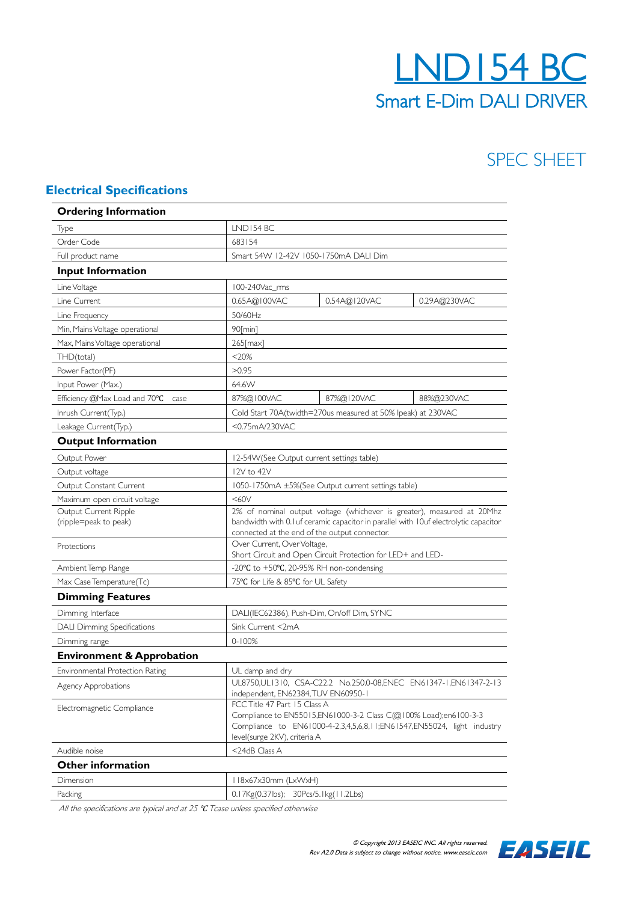# LND154 BC

## Smart E-Dim DALI DRIVER

SPEC SHEET

## Electrical Specifications

| **Ordering Information** | | | |
|---|---|---|---|
| Type | LND154 BC | | |
| Order Code | 683154 | | |
| Full product name | Smart 54W 12-42V 1050-1750mA DALI Dim | | |
| **Input Information** | | | |
| Line Voltage | 100-240Vac_rms | | |
| Line Current | 0.65A@100VAC | 0.54A@120VAC | 0.29A@230VAC |
| Line Frequency | 50/60Hz | | |
| Min, Mains Voltage operational | 90[min] | | |
| Max, Mains Voltage operational | 265[max] | | |
| THD(total) | <20% | | |
| Power Factor(PF) | >0.95 | | |
| Input Power (Max.) | 64.6W | | |
| Efficiency @Max Load and 70℃ case | 87%@100VAC | 87%@120VAC | 88%@230VAC |
| Inrush Current(Typ.) | Cold Start 70A(twidth=270us measured at 50% Ipeak) at 230VAC | | |
| Leakage Current(Typ.) | <0.75mA/230VAC | | |
| **Output Information** | | | |
| Output Power | 12-54W(See Output current settings table) | | |
| Output voltage | 12V to 42V | | |
| Output Constant Current | 1050-1750mA ±5%(See Output current settings table) | | |
| Maximum open circuit voltage | <60V | | |
| Output Current Ripple (ripple=peak to peak) | 2% of nominal output voltage (whichever is greater), measured at 20Mhz bandwidth with 0.1uf ceramic capacitor in parallel with 10uf electrolytic capacitor connected at the end of the output connector. | | |
| Protections | Over Current, Over Voltage, Short Circuit and Open Circuit Protection for LED+ and LED- | | |
| Ambient Temp Range | -20℃ to +50℃, 20-95% RH non-condensing | | |
| Max Case Temperature(Tc) | 75℃ for Life & 85℃ for UL Safety | | |
| **Dimming Features** | | | |
| Dimming Interface | DALI(IEC62386), Push-Dim, On/off Dim, SYNC | | |
| DALI Dimming Specifications | Sink Current <2mA | | |
| Dimming range | 0-100% | | |
| **Environment & Approbation** | | | |
| Environmental Protection Rating | UL damp and dry | | |
| Agency Approbations | UL8750,UL1310, CSA-C22.2 No.250.0-08,ENEC EN61347-1,EN61347-2-13 independent, EN62384,TUV EN60950-1 | | |
| Electromagnetic Compliance | FCC Title 47 Part 15 Class A<br>Compliance to EN55015,EN61000-3-2 Class C(@100% Load);en6100-3-3<br>Compliance to EN61000-4-2,3,4,5,6,8,11;EN61547,EN55024, light industry level(surge 2KV), criteria A | | |
| Audible noise | <24dB Class A | | |
| **Other information** | | | |
| Dimension | 118x67x30mm (LxWxH) | | |
| Packing | 0.17Kg(0.37lbs); 30Pcs/5.1kg(11.2Lbs) | | |

*All the specifications are typical and at 25 ℃ Tcase unless specified otherwise*

*© Copyright 2013 EASEIC INC. All rights reserved.*
*Rev A2.0 Data is subject to change without notice. www.easeic.com*

EASEIC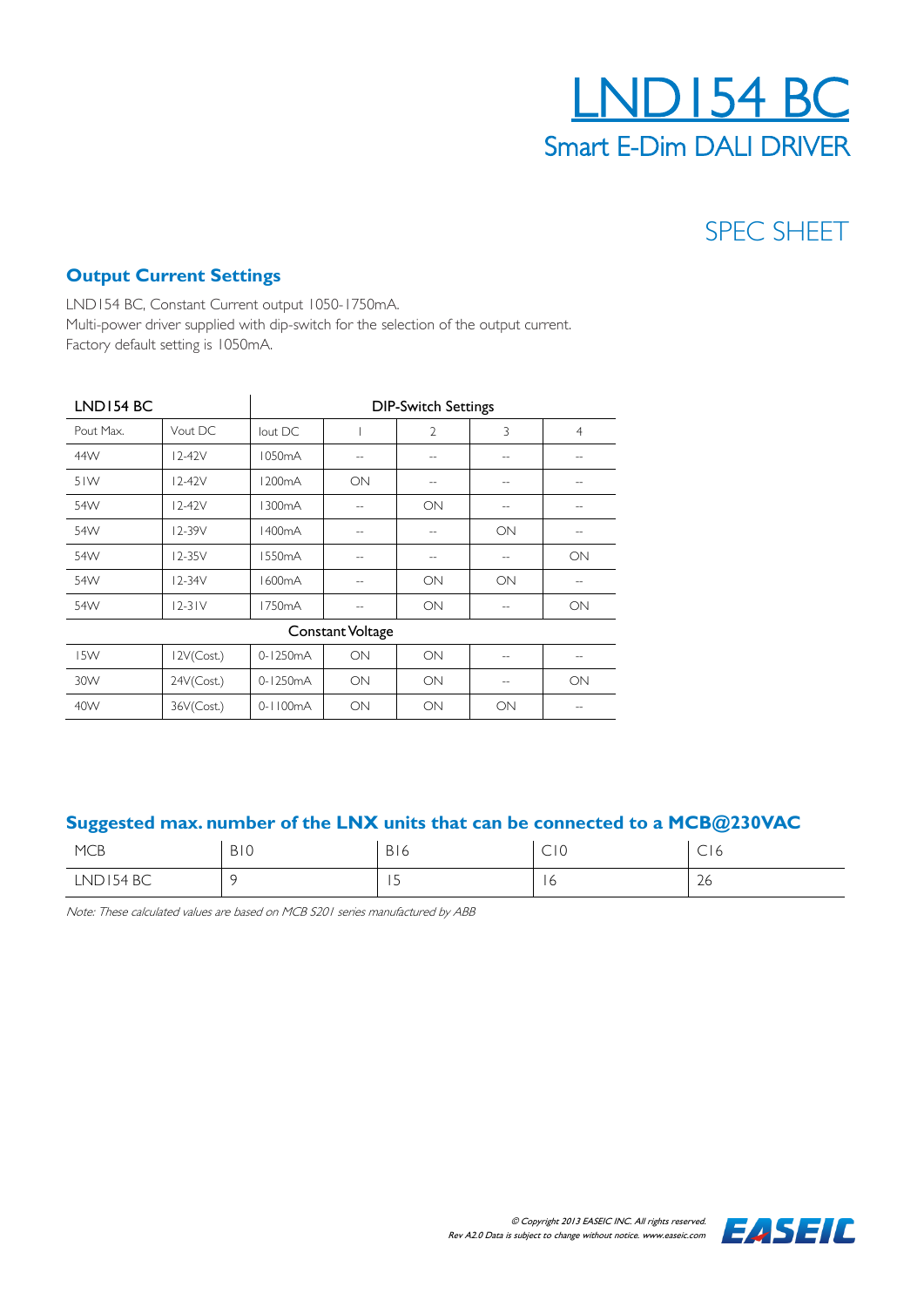# LND154 BC

## Smart E-Dim DALI DRIVER

SPEC SHEET

### Output Current Settings

LND154 BC, Constant Current output 1050-1750mA.
Multi-power driver supplied with dip-switch for the selection of the output current.
Factory default setting is 1050mA.

| LND154 BC | | DIP-Switch Settings | | | | |
|---|---|---|---|---|---|---|
| Pout Max. | Vout DC | Iout DC | 1 | 2 | 3 | 4 |
| 44W | 12-42V | 1050mA | -- | -- | -- | -- |
| 51W | 12-42V | 1200mA | ON | -- | -- | -- |
| 54W | 12-42V | 1300mA | -- | ON | -- | -- |
| 54W | 12-39V | 1400mA | -- | -- | ON | -- |
| 54W | 12-35V | 1550mA | -- | -- | -- | ON |
| 54W | 12-34V | 1600mA | -- | ON | ON | -- |
| 54W | 12-31V | 1750mA | -- | ON | -- | ON |
| Constant Voltage | | | | | | |
| 15W | 12V(Cost.) | 0-1250mA | ON | ON | -- | -- |
| 30W | 24V(Cost.) | 0-1250mA | ON | ON | -- | ON |
| 40W | 36V(Cost.) | 0-1100mA | ON | ON | ON | -- |

### Suggested max. number of the LNX units that can be connected to a MCB@230VAC

| MCB | B10 | B16 | C10 | C16 |
|---|---|---|---|---|
| LND154 BC | 9 | 15 | 16 | 26 |

*Note: These calculated values are based on MCB S201 series manufactured by ABB*

*© Copyright 2013 EASEIC INC. All rights reserved.*
*Rev A2.0 Data is subject to change without notice. www.easeic.com*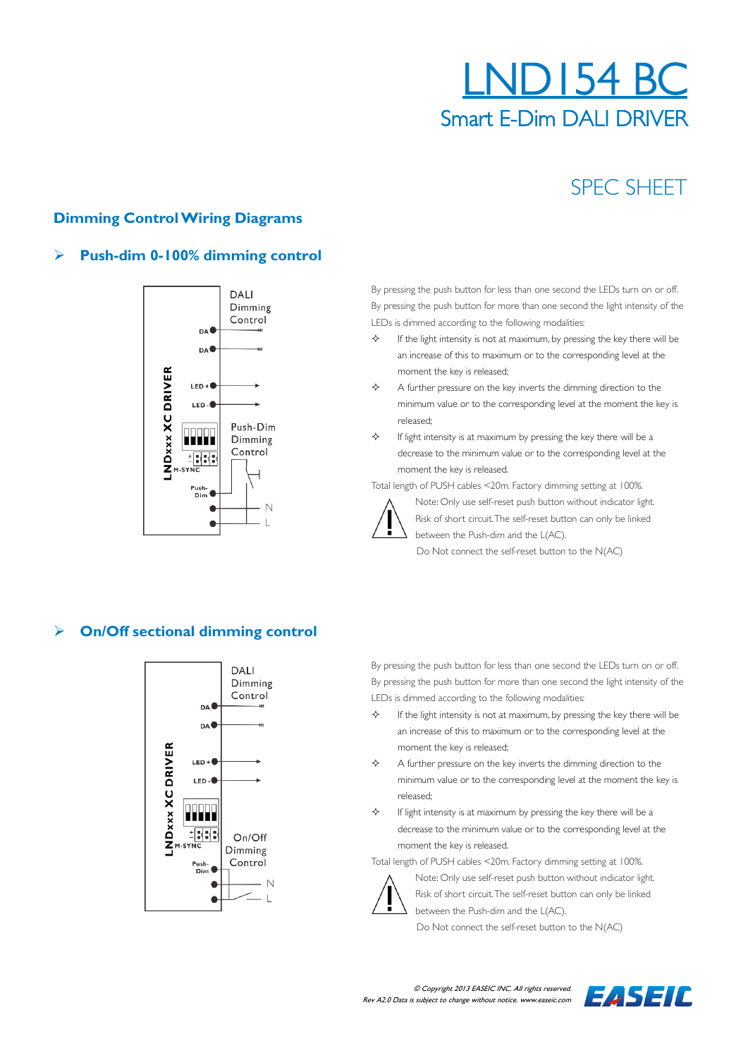# LND154 BC

## Smart E-Dim DALI DRIVER

SPEC SHEET

## Dimming Control Wiring Diagrams

### ➢ Push-dim 0-100% dimming control

By pressing the push button for less than one second the LEDs turn on or off. By pressing the push button for more than one second the light intensity of the LEDs is dimmed according to the following modalities:

- If the light intensity is not at maximum, by pressing the key there will be an increase of this to maximum or to the corresponding level at the moment the key is released;
- A further pressure on the key inverts the dimming direction to the minimum value or to the corresponding level at the moment the key is released;
- If light intensity is at maximum by pressing the key there will be a decrease to the minimum value or to the corresponding level at the moment the key is released.

Total length of PUSH cables <20m. Factory dimming setting at 100%.

Note: Only use self-reset push button without indicator light. Risk of short circuit. The self-reset button can only be linked between the Push-dim and the L(AC).

Do Not connect the self-reset button to the N(AC)

### ➢ On/Off sectional dimming control

By pressing the push button for less than one second the LEDs turn on or off. By pressing the push button for more than one second the light intensity of the LEDs is dimmed according to the following modalities:

- If the light intensity is not at maximum, by pressing the key there will be an increase of this to maximum or to the corresponding level at the moment the key is released;
- A further pressure on the key inverts the dimming direction to the minimum value or to the corresponding level at the moment the key is released;
- If light intensity is at maximum by pressing the key there will be a decrease to the minimum value or to the corresponding level at the moment the key is released.

Total length of PUSH cables <20m. Factory dimming setting at 100%.

Note: Only use self-reset push button without indicator light. Risk of short circuit. The self-reset button can only be linked between the Push-dim and the L(AC).

Do Not connect the self-reset button to the N(AC)

© Copyright 2013 EASEIC INC. All rights reserved.
Rev A2.0 Data is subject to change without notice. www.easeic.com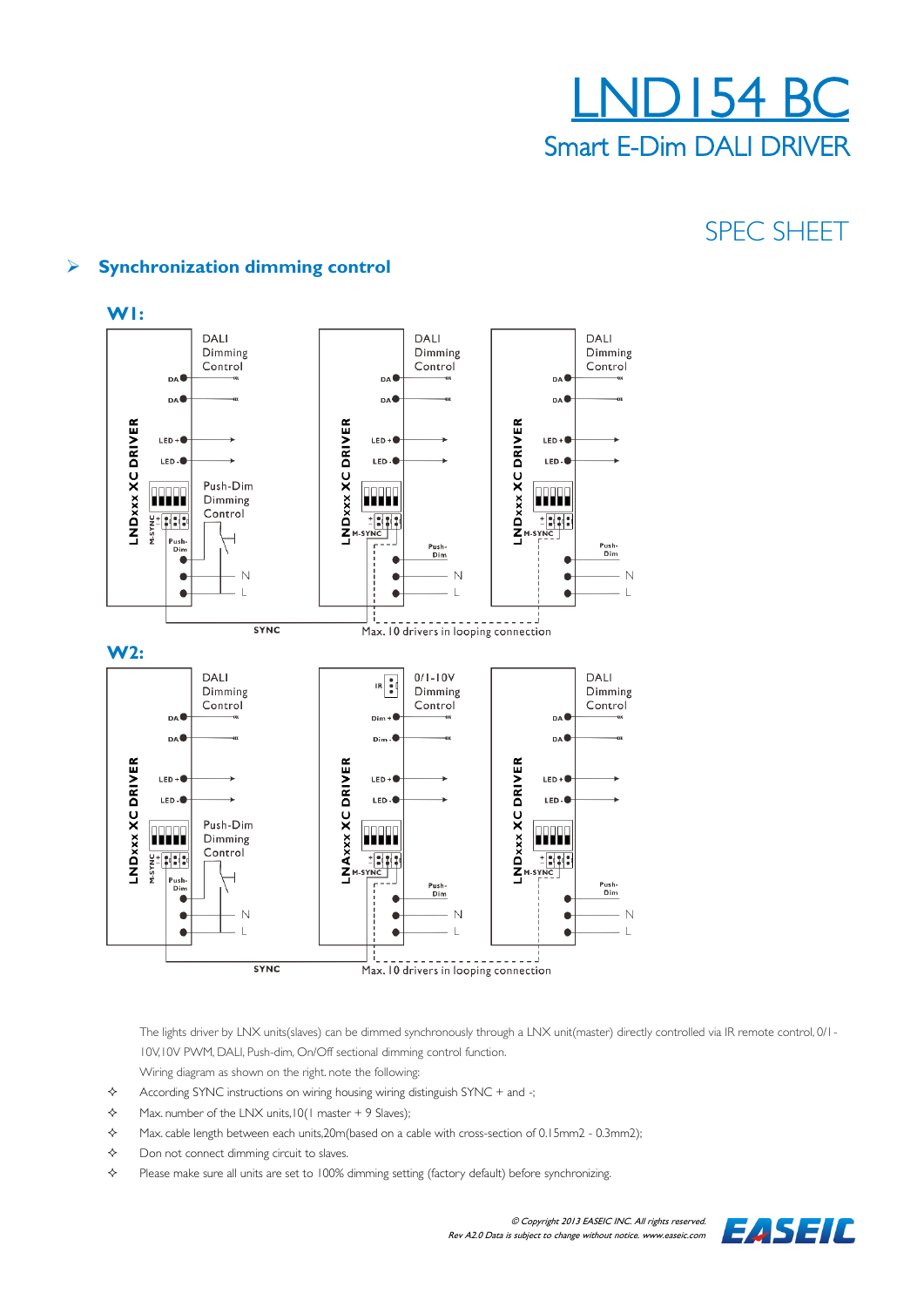# LND154 BC

## Smart E-Dim DALI DRIVER

SPEC SHEET

### ➢ Synchronization dimming control

**W1:**

| DRIVER | Control inputs | Other connections |
|---|---|---|
| LNDxxx XC DRIVER (first) | DALI Dimming Control (DA, DA) | LED +, LED -, M-SYNC, Push-Dim Dimming Control, N, L |
| LNDxxx XC DRIVER (second) | DALI Dimming Control (DA, DA) | LED +, LED -, M-SYNC, Push-Dim, N, L |
| LNDxxx XC DRIVER (third) | DALI Dimming Control (DA, DA) | LED +, LED -, M-SYNC, Push-Dim, N, L |

SYNC

Max. 10 drivers in looping connection

**W2:**

| DRIVER | Control inputs | Other connections |
|---|---|---|
| LNDxxx XC DRIVER (first) | DALI Dimming Control (DA, DA) | LED +, LED -, M-SYNC, Push-Dim Dimming Control, N, L |
| LNAxxx XC DRIVER (second) | IR; 0/1-10V Dimming Control (Dim +, Dim -) | LED +, LED -, M-SYNC, Push-Dim, N, L |
| LNDxxx XC DRIVER (third) | DALI Dimming Control (DA, DA) | LED +, LED -, M-SYNC, Push-Dim, N, L |

SYNC

Max. 10 drivers in looping connection

The lights driver by LNX units(slaves) can be dimmed synchronously through a LNX unit(master) directly controlled via IR remote control, 0/1-10V,10V PWM, DALI, Push-dim, On/Off sectional dimming control function.

Wiring diagram as shown on the right. note the following:

- According SYNC instructions on wiring housing wiring distinguish SYNC + and -;
- Max. number of the LNX units,10(1 master + 9 Slaves);
- Max. cable length between each units,20m(based on a cable with cross-section of 0.15mm2 - 0.3mm2);
- Don not connect dimming circuit to slaves.
- Please make sure all units are set to 100% dimming setting (factory default) before synchronizing.

*© Copyright 2013 EASEIC INC. All rights reserved.*
*Rev A2.0 Data is subject to change without notice. www.easeic.com*

EASEIC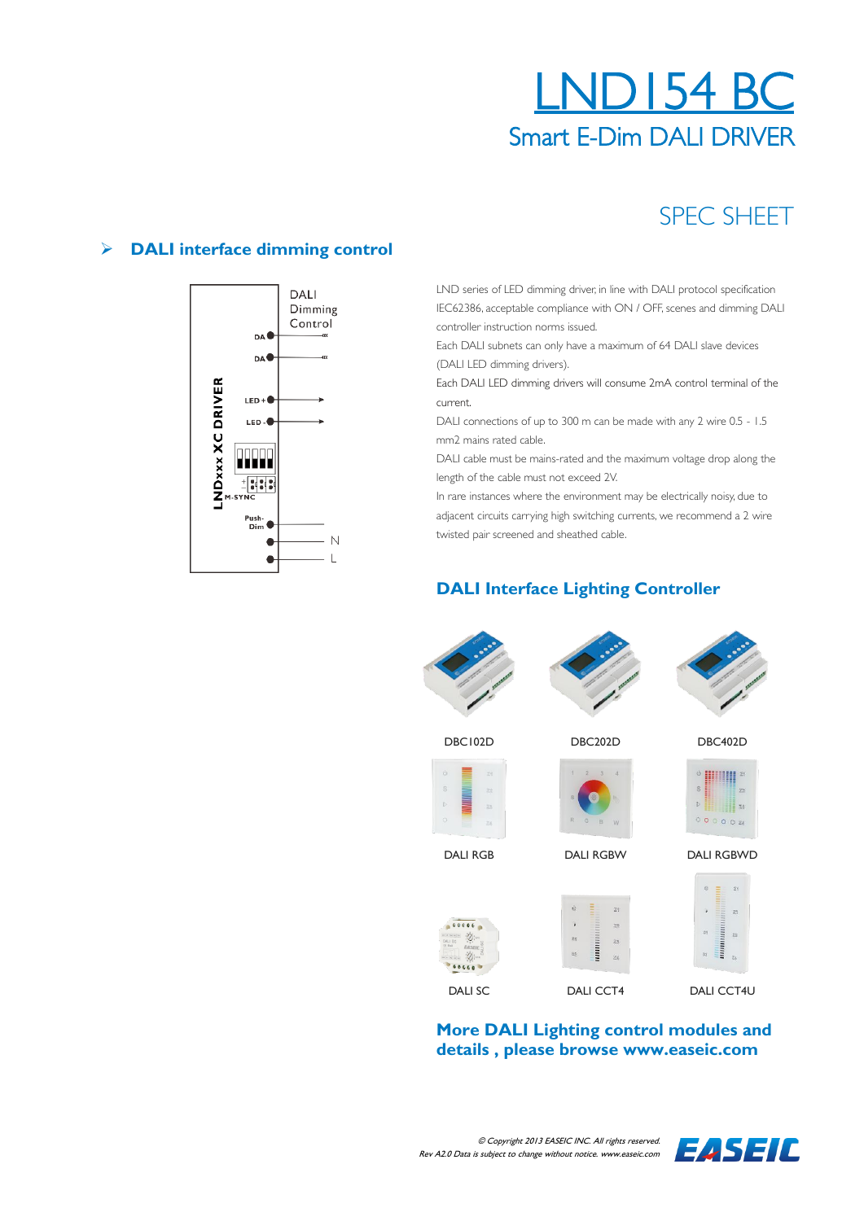# LND154 BC

## Smart E-Dim DALI DRIVER

SPEC SHEET

## ➢ DALI interface dimming control

LND series of LED dimming driver, in line with DALI protocol specification IEC62386, acceptable compliance with ON / OFF, scenes and dimming DALI controller instruction norms issued.

Each DALI subnets can only have a maximum of 64 DALI slave devices (DALI LED dimming drivers).

Each DALI LED dimming drivers will consume 2mA control terminal of the current.

DALI connections of up to 300 m can be made with any 2 wire 0.5 - 1.5 mm2 mains rated cable.

DALI cable must be mains-rated and the maximum voltage drop along the length of the cable must not exceed 2V.

In rare instances where the environment may be electrically noisy, due to adjacent circuits carrying high switching currents, we recommend a 2 wire twisted pair screened and sheathed cable.

## DALI Interface Lighting Controller

DBC102D

DBC202D

DBC402D

DALI RGB

DALI RGBW

DALI RGBWD

DALI SC

DALI CCT4

DALI CCT4U

## More DALI Lighting control modules and details , please browse www.easeic.com

*© Copyright 2013 EASEIC INC. All rights reserved.*
*Rev A2.0 Data is subject to change without notice. www.easeic.com*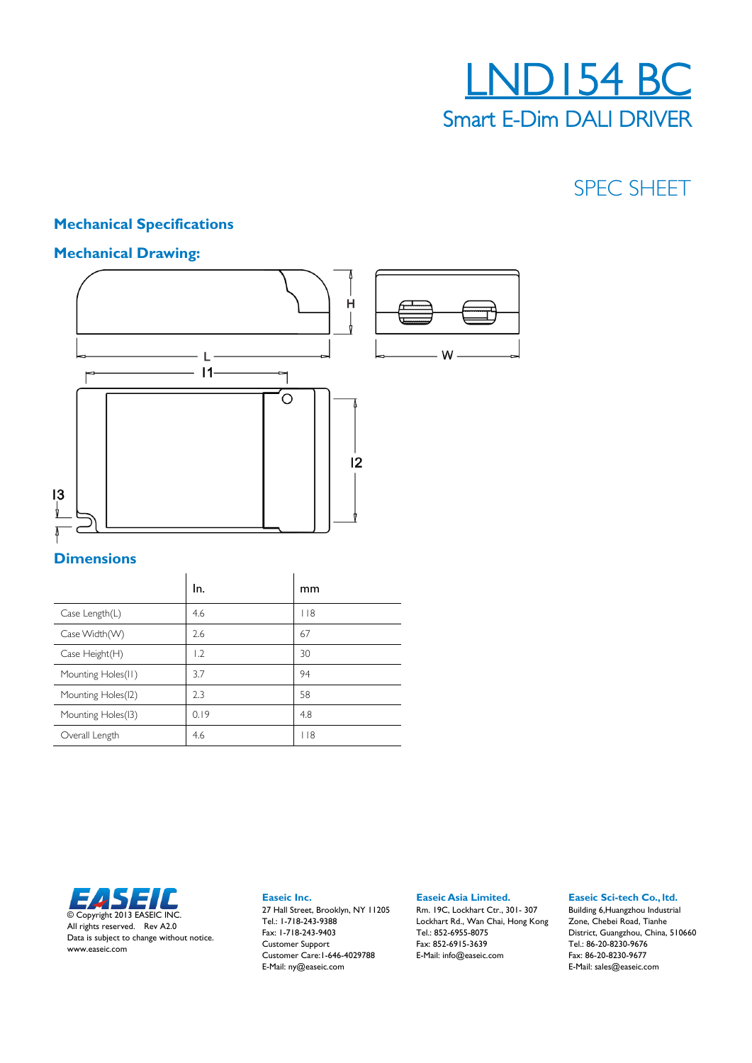# LND154 BC

## Smart E-Dim DALI DRIVER

SPEC SHEET

### Mechanical Specifications

### Mechanical Drawing:

H

L

l1

W

l2

l3

### Dimensions

| | In. | mm |
|---|---|---|
| Case Length(L) | 4.6 | 118 |
| Case Width(W) | 2.6 | 67 |
| Case Height(H) | 1.2 | 30 |
| Mounting Holes(l1) | 3.7 | 94 |
| Mounting Holes(l2) | 2.3 | 58 |
| Mounting Holes(l3) | 0.19 | 4.8 |
| Overall Length | 4.6 | 118 |

EASEIC

© Copyright 2013 EASEIC INC.
All rights reserved. Rev A2.0
Data is subject to change without notice.
www.easeic.com

**Easeic Inc.**
27 Hall Street, Brooklyn, NY 11205
Tel.: 1-718-243-9388
Fax: 1-718-243-9403
Customer Support
Customer Care:1-646-4029788
E-Mail: ny@easeic.com

**Easeic Asia Limited.**
Rm. 19C, Lockhart Ctr., 301- 307
Lockhart Rd., Wan Chai, Hong Kong
Tel.: 852-6955-8075
Fax: 852-6915-3639
E-Mail: info@easeic.com

**Easeic Sci-tech Co., ltd.**
Building 6,Huangzhou Industrial
Zone, Chebei Road, Tianhe
District, Guangzhou, China, 510660
Tel.: 86-20-8230-9676
Fax: 86-20-8230-9677
E-Mail: sales@easeic.com